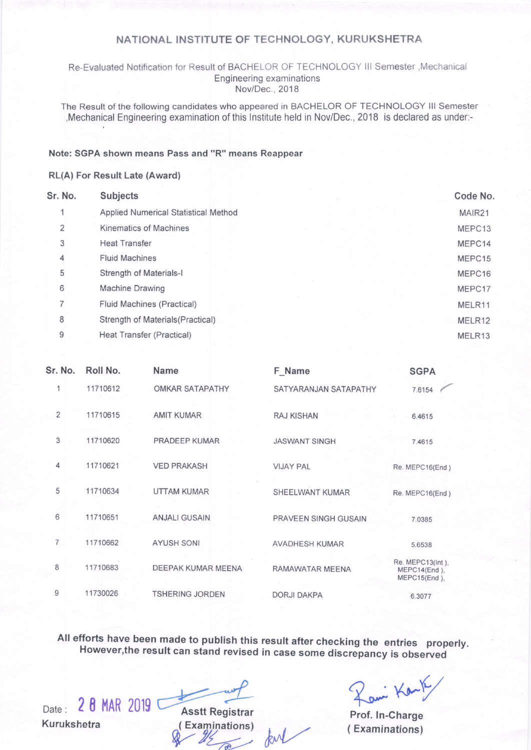# NATIONAL INSTITUTE OF TECHNOLOGY, KURUKSHETRA

Re-Evaluated Notification for Result of BACHELOR OF TECHNOLOGY III Semester ,Mechanical Engineering examinations
Nov/Dec., 2018

The Result of the following candidates who appeared in BACHELOR OF TECHNOLOGY III Semester ,Mechanical Engineering examination of this Institute held in Nov/Dec., 2018 is declared as under:-

**Note: SGPA shown means Pass and "R" means Reappear**

**RL(A) For Result Late (Award)**

| Sr. No. | Subjects | Code No. |
|---|---|---|
| 1 | Applied Numerical Statistical Method | MAIR21 |
| 2 | Kinematics of Machines | MEPC13 |
| 3 | Heat Transfer | MEPC14 |
| 4 | Fluid Machines | MEPC15 |
| 5 | Strength of Materials-I | MEPC16 |
| 6 | Machine Drawing | MEPC17 |
| 7 | Fluid Machines (Practical) | MELR11 |
| 8 | Strength of Materials(Practical) | MELR12 |
| 9 | Heat Transfer (Practical) | MELR13 |

| Sr. No. | Roll No. | Name | F_Name | SGPA |
|---|---|---|---|---|
| 1 | 11710612 | OMKAR SATAPATHY | SATYARANJAN SATAPATHY | 7.6154 |
| 2 | 11710615 | AMIT KUMAR | RAJ KISHAN | 6.4615 |
| 3 | 11710620 | PRADEEP KUMAR | JASWANT SINGH | 7.4615 |
| 4 | 11710621 | VED PRAKASH | VIJAY PAL | Re. MEPC16(End ) |
| 5 | 11710634 | UTTAM KUMAR | SHEELWANT KUMAR | Re. MEPC16(End ) |
| 6 | 11710651 | ANJALI GUSAIN | PRAVEEN SINGH GUSAIN | 7.0385 |
| 7 | 11710662 | AYUSH SONI | AVADHESH KUMAR | 5.6538 |
| 8 | 11710683 | DEEPAK KUMAR MEENA | RAMAWATAR MEENA | Re. MEPC13(Int ), MEPC14(End ), MEPC15(End ), |
| 9 | 11730026 | TSHERING JORDEN | DORJI DAKPA | 6.3077 |

**All efforts have been made to publish this result after checking the entries properly. However,the result can stand revised in case some discrepancy is observed**

Date : 28 MAR 2019
Kurukshetra

Asstt Registrar
( Examinations)

Prof. In-Charge
( Examinations)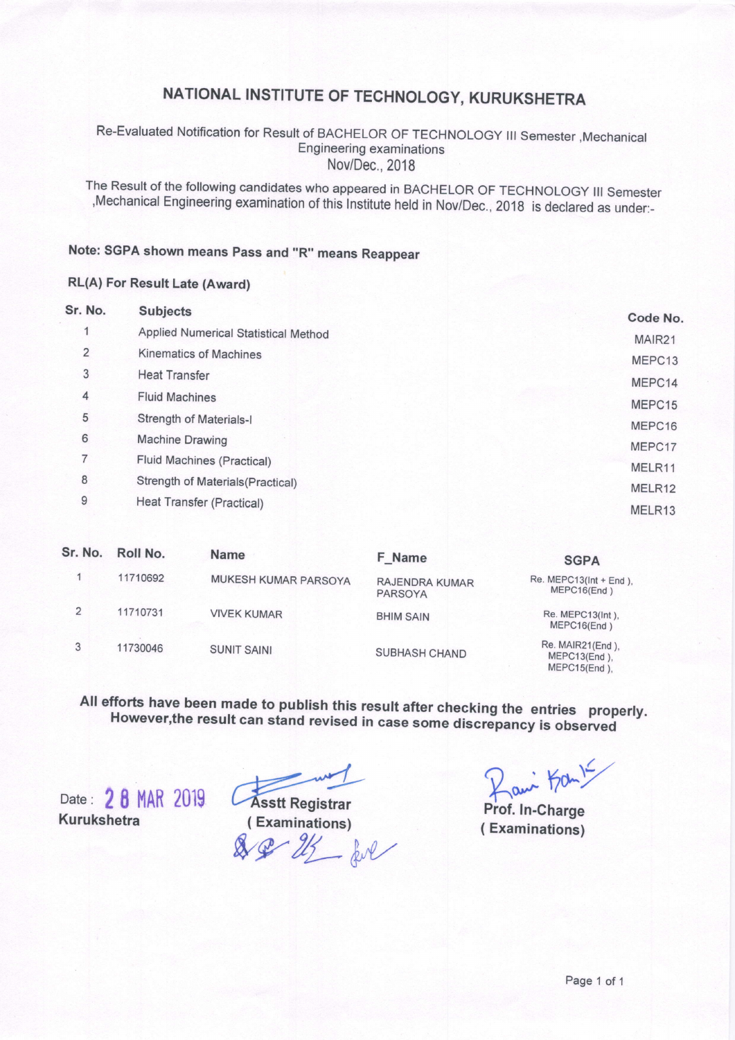# NATIONAL INSTITUTE OF TECHNOLOGY, KURUKSHETRA

Re-Evaluated Notification for Result of BACHELOR OF TECHNOLOGY III Semester ,Mechanical Engineering examinations
Nov/Dec., 2018

The Result of the following candidates who appeared in BACHELOR OF TECHNOLOGY III Semester ,Mechanical Engineering examination of this Institute held in Nov/Dec., 2018 is declared as under:-

**Note: SGPA shown means Pass and "R" means Reappear**

**RL(A) For Result Late (Award)**

| Sr. No. | Subjects | Code No. |
|---|---|---|
| 1 | Applied Numerical Statistical Method | MAIR21 |
| 2 | Kinematics of Machines | MEPC13 |
| 3 | Heat Transfer | MEPC14 |
| 4 | Fluid Machines | MEPC15 |
| 5 | Strength of Materials-I | MEPC16 |
| 6 | Machine Drawing | MEPC17 |
| 7 | Fluid Machines (Practical) | MELR11 |
| 8 | Strength of Materials(Practical) | MELR12 |
| 9 | Heat Transfer (Practical) | MELR13 |

| Sr. No. | Roll No. | Name | F_Name | SGPA |
|---|---|---|---|---|
| 1 | 11710692 | MUKESH KUMAR PARSOYA | RAJENDRA KUMAR PARSOYA | Re. MEPC13(Int + End ), MEPC16(End ) |
| 2 | 11710731 | VIVEK KUMAR | BHIM SAIN | Re. MEPC13(Int ), MEPC16(End ) |
| 3 | 11730046 | SUNIT SAINI | SUBHASH CHAND | Re. MAIR21(End ), MEPC13(End ), MEPC15(End ), |

**All efforts have been made to publish this result after checking the entries properly. However,the result can stand revised in case some discrepancy is observed**

Date : 28 MAR 2019
**Kurukshetra**

**Asstt Registrar**
**( Examinations)**

**Prof. In-Charge**
**( Examinations)**